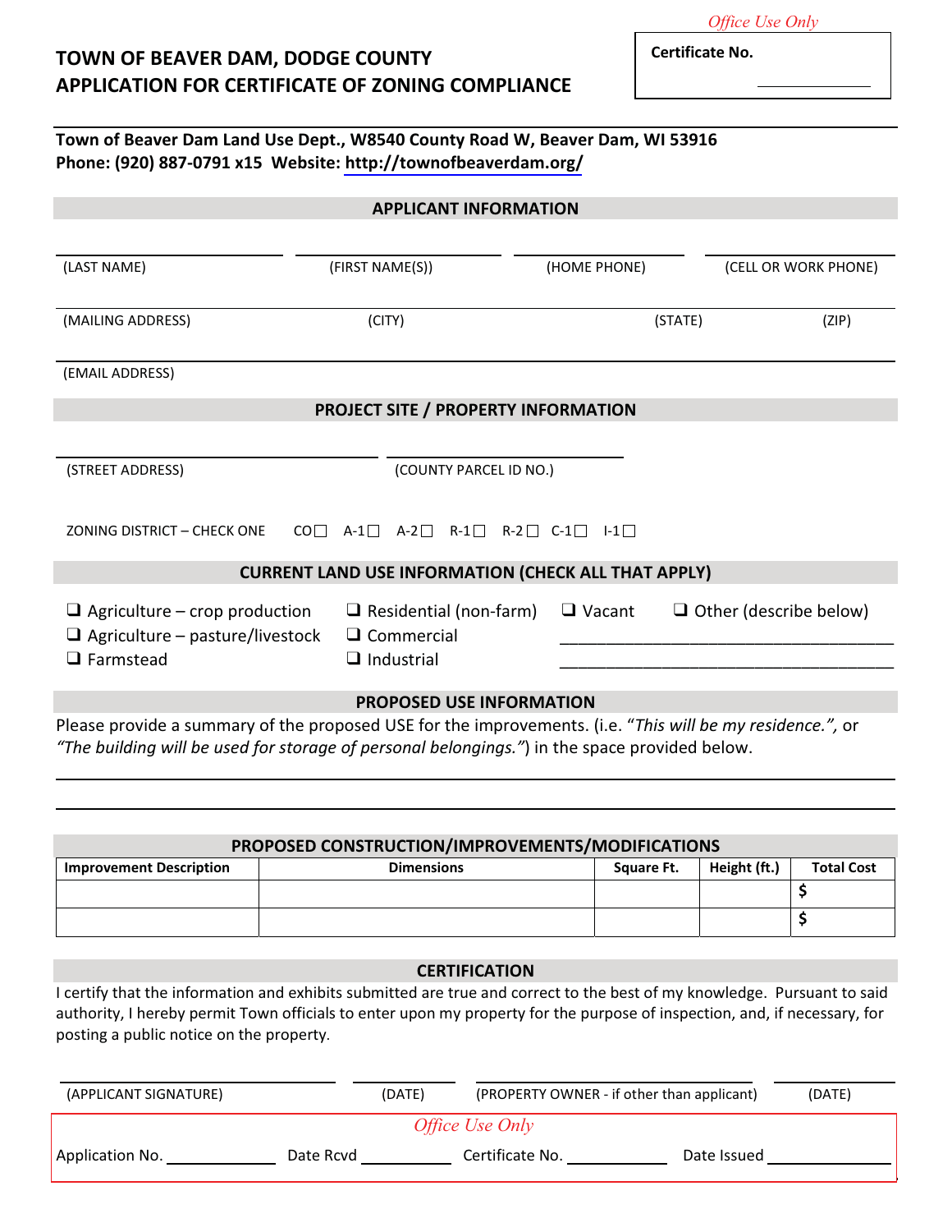*Office Use Only*

**Certificate No.** ____________

# TOWN OF BEAVER DAM, DODGE COUNTY
# APPLICATION FOR CERTIFICATE OF ZONING COMPLIANCE

**Town of Beaver Dam Land Use Dept., W8540 County Road W, Beaver Dam, WI 53916**
**Phone: (920) 887-0791 x15 Website: http://townofbeaverdam.org/**

## APPLICANT INFORMATION

(LAST NAME) (FIRST NAME(S)) (HOME PHONE) (CELL OR WORK PHONE)

(MAILING ADDRESS) (CITY) (STATE) (ZIP)

(EMAIL ADDRESS)

## PROJECT SITE / PROPERTY INFORMATION

(STREET ADDRESS) (COUNTY PARCEL ID NO.)

ZONING DISTRICT – CHECK ONE CO☐ A-1☐ A-2☐ R-1☐ R-2☐ C-1☐ I-1☐

## CURRENT LAND USE INFORMATION (CHECK ALL THAT APPLY)

- ❑ Agriculture – crop production
- ❑ Agriculture – pasture/livestock
- ❑ Farmstead
- ❑ Residential (non-farm)
- ❑ Commercial
- ❑ Industrial
- ❑ Vacant
- ❑ Other (describe below)

____________________________________

____________________________________

## PROPOSED USE INFORMATION

Please provide a summary of the proposed USE for the improvements. (i.e. "*This will be my residence.",* or *"The building will be used for storage of personal belongings."*) in the space provided below.

## PROPOSED CONSTRUCTION/IMPROVEMENTS/MODIFICATIONS

| Improvement Description | Dimensions | Square Ft. | Height (ft.) | Total Cost |
|---|---|---|---|---|
| | | | | $ |
| | | | | $ |

## CERTIFICATION

I certify that the information and exhibits submitted are true and correct to the best of my knowledge. Pursuant to said authority, I hereby permit Town officials to enter upon my property for the purpose of inspection, and, if necessary, for posting a public notice on the property.

(APPLICANT SIGNATURE) (DATE) (PROPERTY OWNER - if other than applicant) (DATE)

*Office Use Only*

Application No. ____________ Date Rcvd ____________ Certificate No. ____________ Date Issued ____________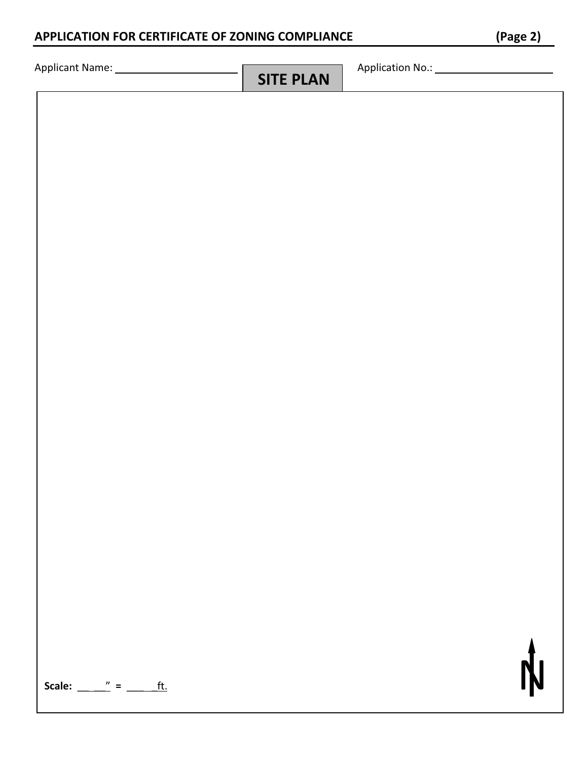## APPLICATION FOR CERTIFICATE OF ZONING COMPLIANCE (Page 2)

Applicant Name: ____________________

**SITE PLAN**

Application No.: ____________________

**Scale:** _____" = _____ft.

N